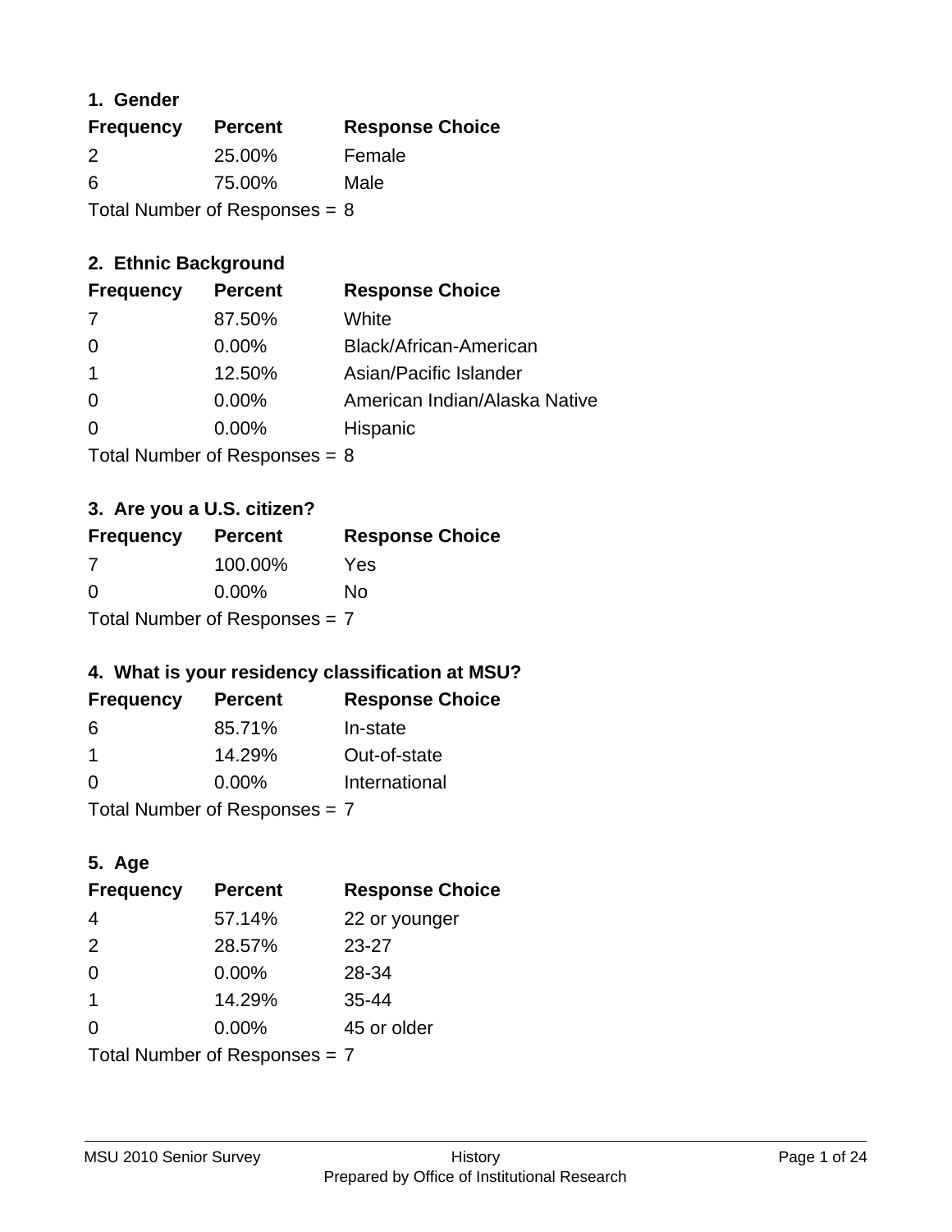## 1. Gender

| Frequency | Percent | Response Choice |
| --- | --- | --- |
| 2 | 25.00% | Female |
| 6 | 75.00% | Male |

Total Number of Responses = 8

## 2. Ethnic Background

| Frequency | Percent | Response Choice |
| --- | --- | --- |
| 7 | 87.50% | White |
| 0 | 0.00% | Black/African-American |
| 1 | 12.50% | Asian/Pacific Islander |
| 0 | 0.00% | American Indian/Alaska Native |
| 0 | 0.00% | Hispanic |

Total Number of Responses = 8

## 3. Are you a U.S. citizen?

| Frequency | Percent | Response Choice |
| --- | --- | --- |
| 7 | 100.00% | Yes |
| 0 | 0.00% | No |

Total Number of Responses = 7

## 4. What is your residency classification at MSU?

| Frequency | Percent | Response Choice |
| --- | --- | --- |
| 6 | 85.71% | In-state |
| 1 | 14.29% | Out-of-state |
| 0 | 0.00% | International |

Total Number of Responses = 7

## 5. Age

| Frequency | Percent | Response Choice |
| --- | --- | --- |
| 4 | 57.14% | 22 or younger |
| 2 | 28.57% | 23-27 |
| 0 | 0.00% | 28-34 |
| 1 | 14.29% | 35-44 |
| 0 | 0.00% | 45 or older |

Total Number of Responses = 7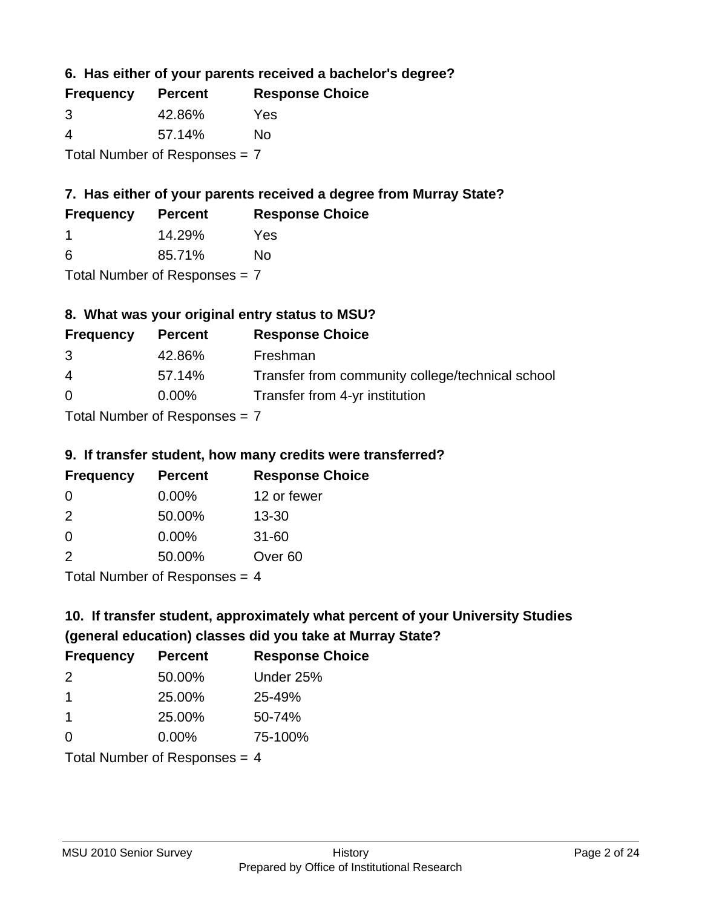### 6. Has either of your parents received a bachelor's degree?

| Frequency | Percent | Response Choice |
|---|---|---|
| 3 | 42.86% | Yes |
| 4 | 57.14% | No |

Total Number of Responses = 7

### 7. Has either of your parents received a degree from Murray State?

| Frequency | Percent | Response Choice |
|---|---|---|
| 1 | 14.29% | Yes |
| 6 | 85.71% | No |

Total Number of Responses = 7

### 8. What was your original entry status to MSU?

| Frequency | Percent | Response Choice |
|---|---|---|
| 3 | 42.86% | Freshman |
| 4 | 57.14% | Transfer from community college/technical school |
| 0 | 0.00% | Transfer from 4-yr institution |

Total Number of Responses = 7

### 9. If transfer student, how many credits were transferred?

| Frequency | Percent | Response Choice |
|---|---|---|
| 0 | 0.00% | 12 or fewer |
| 2 | 50.00% | 13-30 |
| 0 | 0.00% | 31-60 |
| 2 | 50.00% | Over 60 |

Total Number of Responses = 4

### 10. If transfer student, approximately what percent of your University Studies (general education) classes did you take at Murray State?

| Frequency | Percent | Response Choice |
|---|---|---|
| 2 | 50.00% | Under 25% |
| 1 | 25.00% | 25-49% |
| 1 | 25.00% | 50-74% |
| 0 | 0.00% | 75-100% |

Total Number of Responses = 4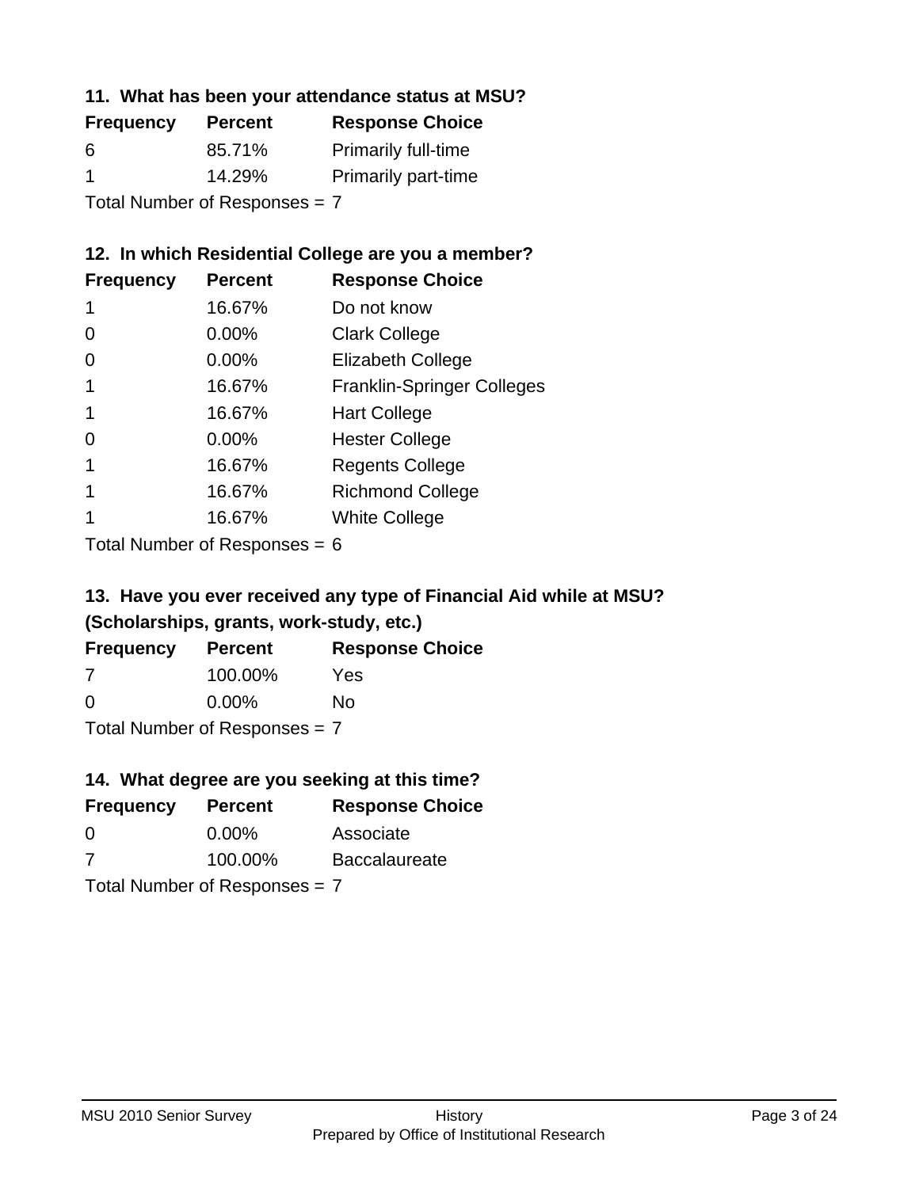### 11. What has been your attendance status at MSU?

| Frequency | Percent | Response Choice |
| --- | --- | --- |
| 6 | 85.71% | Primarily full-time |
| 1 | 14.29% | Primarily part-time |

Total Number of Responses = 7

### 12. In which Residential College are you a member?

| Frequency | Percent | Response Choice |
| --- | --- | --- |
| 1 | 16.67% | Do not know |
| 0 | 0.00% | Clark College |
| 0 | 0.00% | Elizabeth College |
| 1 | 16.67% | Franklin-Springer Colleges |
| 1 | 16.67% | Hart College |
| 0 | 0.00% | Hester College |
| 1 | 16.67% | Regents College |
| 1 | 16.67% | Richmond College |
| 1 | 16.67% | White College |

Total Number of Responses = 6

### 13. Have you ever received any type of Financial Aid while at MSU? (Scholarships, grants, work-study, etc.)

| Frequency | Percent | Response Choice |
| --- | --- | --- |
| 7 | 100.00% | Yes |
| 0 | 0.00% | No |

Total Number of Responses = 7

### 14. What degree are you seeking at this time?

| Frequency | Percent | Response Choice |
| --- | --- | --- |
| 0 | 0.00% | Associate |
| 7 | 100.00% | Baccalaureate |

Total Number of Responses = 7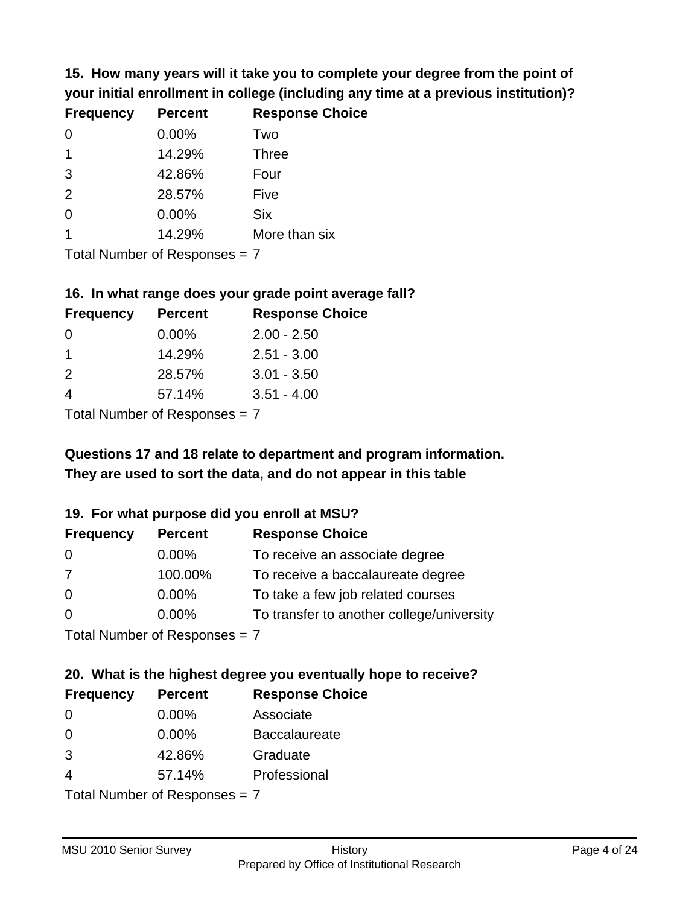### 15. How many years will it take you to complete your degree from the point of your initial enrollment in college (including any time at a previous institution)?

| Frequency | Percent | Response Choice |
|---|---|---|
| 0 | 0.00% | Two |
| 1 | 14.29% | Three |
| 3 | 42.86% | Four |
| 2 | 28.57% | Five |
| 0 | 0.00% | Six |
| 1 | 14.29% | More than six |

Total Number of Responses = 7

### 16. In what range does your grade point average fall?

| Frequency | Percent | Response Choice |
|---|---|---|
| 0 | 0.00% | 2.00 - 2.50 |
| 1 | 14.29% | 2.51 - 3.00 |
| 2 | 28.57% | 3.01 - 3.50 |
| 4 | 57.14% | 3.51 - 4.00 |

Total Number of Responses = 7

**Questions 17 and 18 relate to department and program information. They are used to sort the data, and do not appear in this table**

### 19. For what purpose did you enroll at MSU?

| Frequency | Percent | Response Choice |
|---|---|---|
| 0 | 0.00% | To receive an associate degree |
| 7 | 100.00% | To receive a baccalaureate degree |
| 0 | 0.00% | To take a few job related courses |
| 0 | 0.00% | To transfer to another college/university |

Total Number of Responses = 7

### 20. What is the highest degree you eventually hope to receive?

| Frequency | Percent | Response Choice |
|---|---|---|
| 0 | 0.00% | Associate |
| 0 | 0.00% | Baccalaureate |
| 3 | 42.86% | Graduate |
| 4 | 57.14% | Professional |

Total Number of Responses = 7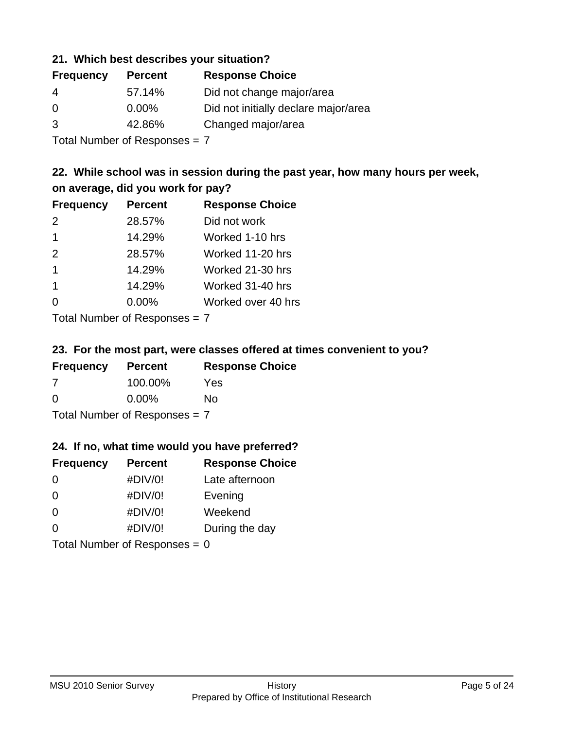### 21. Which best describes your situation?

| Frequency | Percent | Response Choice |
|---|---|---|
| 4 | 57.14% | Did not change major/area |
| 0 | 0.00% | Did not initially declare major/area |
| 3 | 42.86% | Changed major/area |

Total Number of Responses = 7

### 22. While school was in session during the past year, how many hours per week, on average, did you work for pay?

| Frequency | Percent | Response Choice |
|---|---|---|
| 2 | 28.57% | Did not work |
| 1 | 14.29% | Worked 1-10 hrs |
| 2 | 28.57% | Worked 11-20 hrs |
| 1 | 14.29% | Worked 21-30 hrs |
| 1 | 14.29% | Worked 31-40 hrs |
| 0 | 0.00% | Worked over 40 hrs |

Total Number of Responses = 7

### 23. For the most part, were classes offered at times convenient to you?

| Frequency | Percent | Response Choice |
|---|---|---|
| 7 | 100.00% | Yes |
| 0 | 0.00% | No |

Total Number of Responses = 7

### 24. If no, what time would you have preferred?

| Frequency | Percent | Response Choice |
|---|---|---|
| 0 | #DIV/0! | Late afternoon |
| 0 | #DIV/0! | Evening |
| 0 | #DIV/0! | Weekend |
| 0 | #DIV/0! | During the day |

Total Number of Responses = 0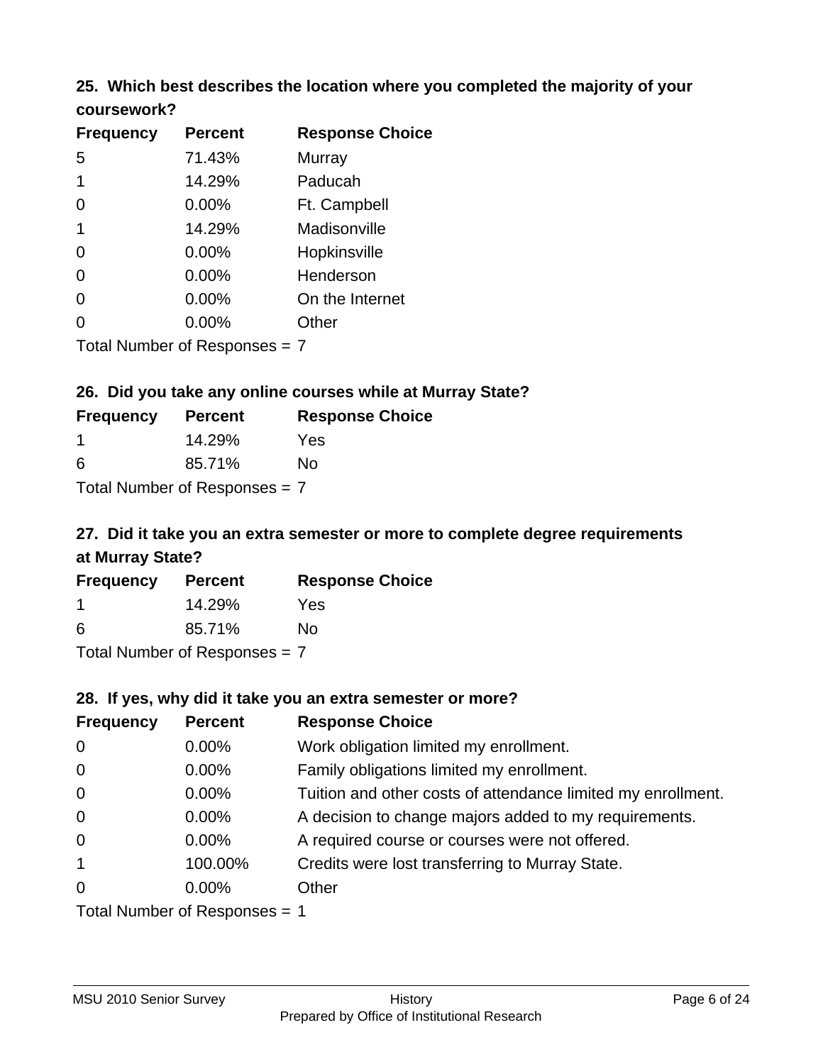### 25. Which best describes the location where you completed the majority of your coursework?

| Frequency | Percent | Response Choice |
|---|---|---|
| 5 | 71.43% | Murray |
| 1 | 14.29% | Paducah |
| 0 | 0.00% | Ft. Campbell |
| 1 | 14.29% | Madisonville |
| 0 | 0.00% | Hopkinsville |
| 0 | 0.00% | Henderson |
| 0 | 0.00% | On the Internet |
| 0 | 0.00% | Other |

Total Number of Responses = 7

### 26. Did you take any online courses while at Murray State?

| Frequency | Percent | Response Choice |
|---|---|---|
| 1 | 14.29% | Yes |
| 6 | 85.71% | No |

Total Number of Responses = 7

### 27. Did it take you an extra semester or more to complete degree requirements at Murray State?

| Frequency | Percent | Response Choice |
|---|---|---|
| 1 | 14.29% | Yes |
| 6 | 85.71% | No |

Total Number of Responses = 7

### 28. If yes, why did it take you an extra semester or more?

| Frequency | Percent | Response Choice |
|---|---|---|
| 0 | 0.00% | Work obligation limited my enrollment. |
| 0 | 0.00% | Family obligations limited my enrollment. |
| 0 | 0.00% | Tuition and other costs of attendance limited my enrollment. |
| 0 | 0.00% | A decision to change majors added to my requirements. |
| 0 | 0.00% | A required course or courses were not offered. |
| 1 | 100.00% | Credits were lost transferring to Murray State. |
| 0 | 0.00% | Other |

Total Number of Responses = 1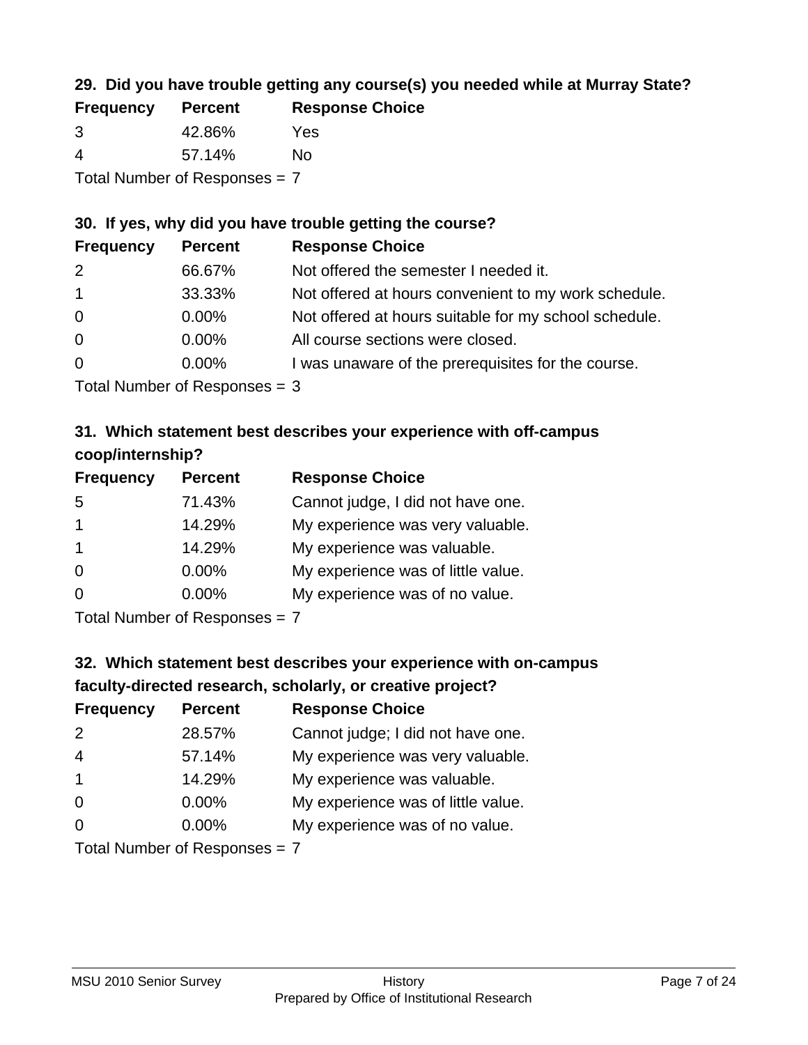### 29. Did you have trouble getting any course(s) you needed while at Murray State?

| Frequency | Percent | Response Choice |
| --- | --- | --- |
| 3 | 42.86% | Yes |
| 4 | 57.14% | No |

Total Number of Responses = 7

### 30. If yes, why did you have trouble getting the course?

| Frequency | Percent | Response Choice |
| --- | --- | --- |
| 2 | 66.67% | Not offered the semester I needed it. |
| 1 | 33.33% | Not offered at hours convenient to my work schedule. |
| 0 | 0.00% | Not offered at hours suitable for my school schedule. |
| 0 | 0.00% | All course sections were closed. |
| 0 | 0.00% | I was unaware of the prerequisites for the course. |

Total Number of Responses = 3

### 31. Which statement best describes your experience with off-campus coop/internship?

| Frequency | Percent | Response Choice |
| --- | --- | --- |
| 5 | 71.43% | Cannot judge, I did not have one. |
| 1 | 14.29% | My experience was very valuable. |
| 1 | 14.29% | My experience was valuable. |
| 0 | 0.00% | My experience was of little value. |
| 0 | 0.00% | My experience was of no value. |

Total Number of Responses = 7

### 32. Which statement best describes your experience with on-campus faculty-directed research, scholarly, or creative project?

| Frequency | Percent | Response Choice |
| --- | --- | --- |
| 2 | 28.57% | Cannot judge; I did not have one. |
| 4 | 57.14% | My experience was very valuable. |
| 1 | 14.29% | My experience was valuable. |
| 0 | 0.00% | My experience was of little value. |
| 0 | 0.00% | My experience was of no value. |

Total Number of Responses = 7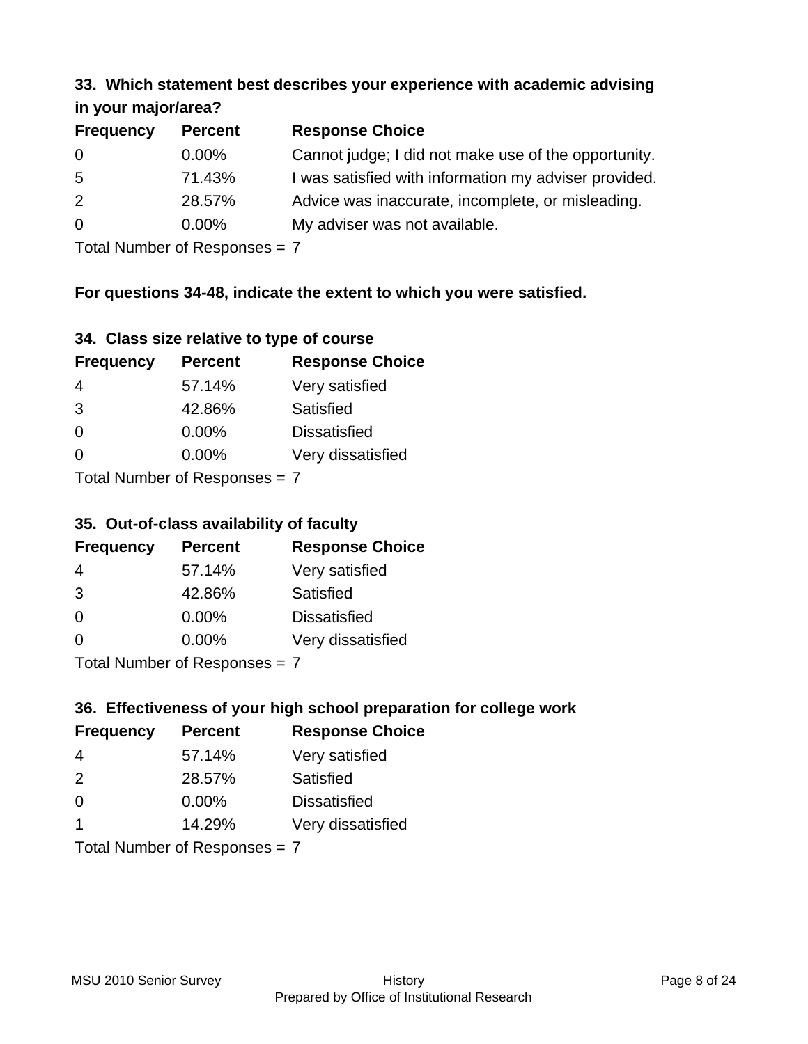### 33. Which statement best describes your experience with academic advising in your major/area?

| Frequency | Percent | Response Choice |
|---|---|---|
| 0 | 0.00% | Cannot judge; I did not make use of the opportunity. |
| 5 | 71.43% | I was satisfied with information my adviser provided. |
| 2 | 28.57% | Advice was inaccurate, incomplete, or misleading. |
| 0 | 0.00% | My adviser was not available. |

Total Number of Responses = 7

**For questions 34-48, indicate the extent to which you were satisfied.**

### 34. Class size relative to type of course

| Frequency | Percent | Response Choice |
|---|---|---|
| 4 | 57.14% | Very satisfied |
| 3 | 42.86% | Satisfied |
| 0 | 0.00% | Dissatisfied |
| 0 | 0.00% | Very dissatisfied |

Total Number of Responses = 7

### 35. Out-of-class availability of faculty

| Frequency | Percent | Response Choice |
|---|---|---|
| 4 | 57.14% | Very satisfied |
| 3 | 42.86% | Satisfied |
| 0 | 0.00% | Dissatisfied |
| 0 | 0.00% | Very dissatisfied |

Total Number of Responses = 7

### 36. Effectiveness of your high school preparation for college work

| Frequency | Percent | Response Choice |
|---|---|---|
| 4 | 57.14% | Very satisfied |
| 2 | 28.57% | Satisfied |
| 0 | 0.00% | Dissatisfied |
| 1 | 14.29% | Very dissatisfied |

Total Number of Responses = 7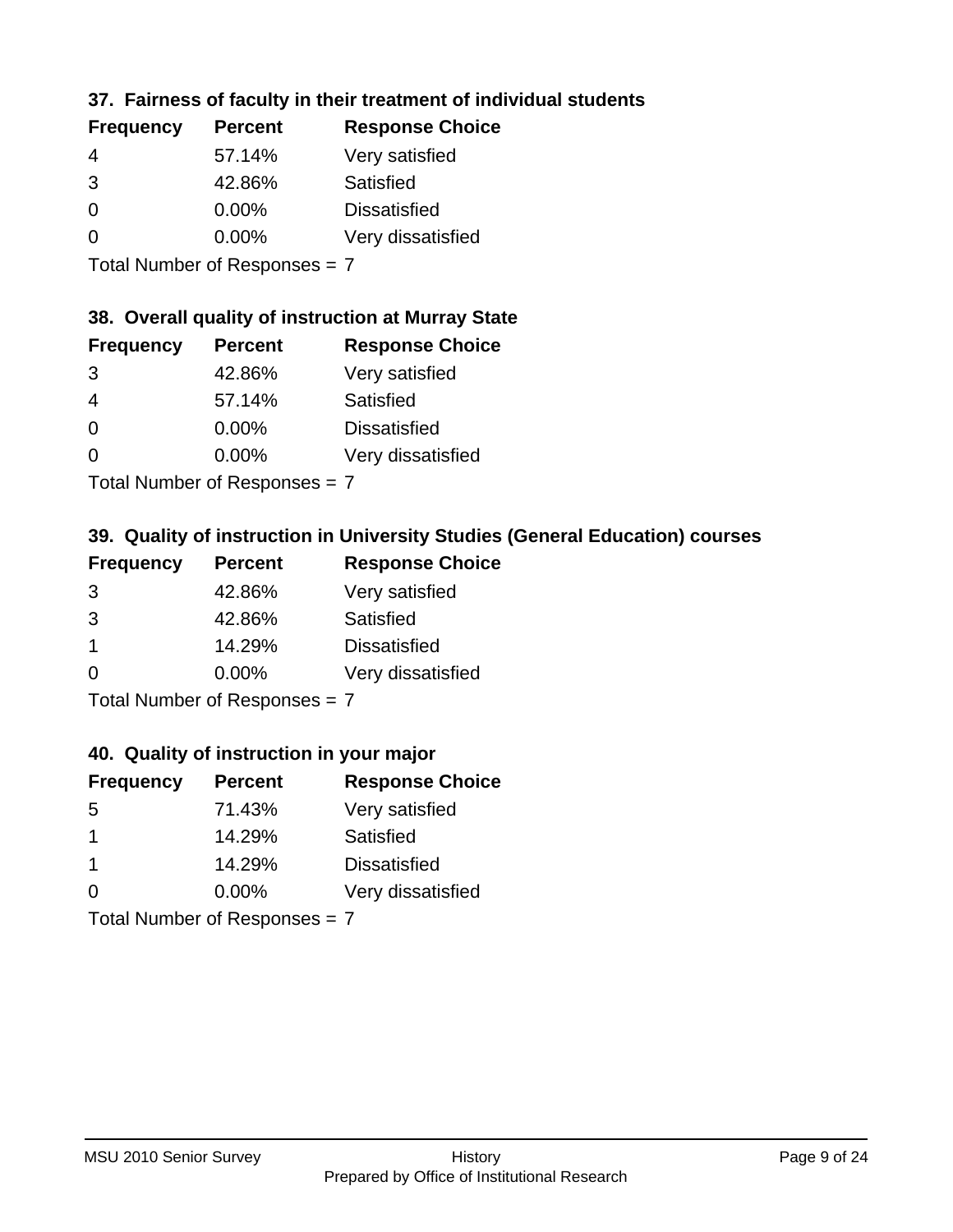### 37. Fairness of faculty in their treatment of individual students

| Frequency | Percent | Response Choice |
|---|---|---|
| 4 | 57.14% | Very satisfied |
| 3 | 42.86% | Satisfied |
| 0 | 0.00% | Dissatisfied |
| 0 | 0.00% | Very dissatisfied |

Total Number of Responses = 7

### 38. Overall quality of instruction at Murray State

| Frequency | Percent | Response Choice |
|---|---|---|
| 3 | 42.86% | Very satisfied |
| 4 | 57.14% | Satisfied |
| 0 | 0.00% | Dissatisfied |
| 0 | 0.00% | Very dissatisfied |

Total Number of Responses = 7

### 39. Quality of instruction in University Studies (General Education) courses

| Frequency | Percent | Response Choice |
|---|---|---|
| 3 | 42.86% | Very satisfied |
| 3 | 42.86% | Satisfied |
| 1 | 14.29% | Dissatisfied |
| 0 | 0.00% | Very dissatisfied |

Total Number of Responses = 7

### 40. Quality of instruction in your major

| Frequency | Percent | Response Choice |
|---|---|---|
| 5 | 71.43% | Very satisfied |
| 1 | 14.29% | Satisfied |
| 1 | 14.29% | Dissatisfied |
| 0 | 0.00% | Very dissatisfied |

Total Number of Responses = 7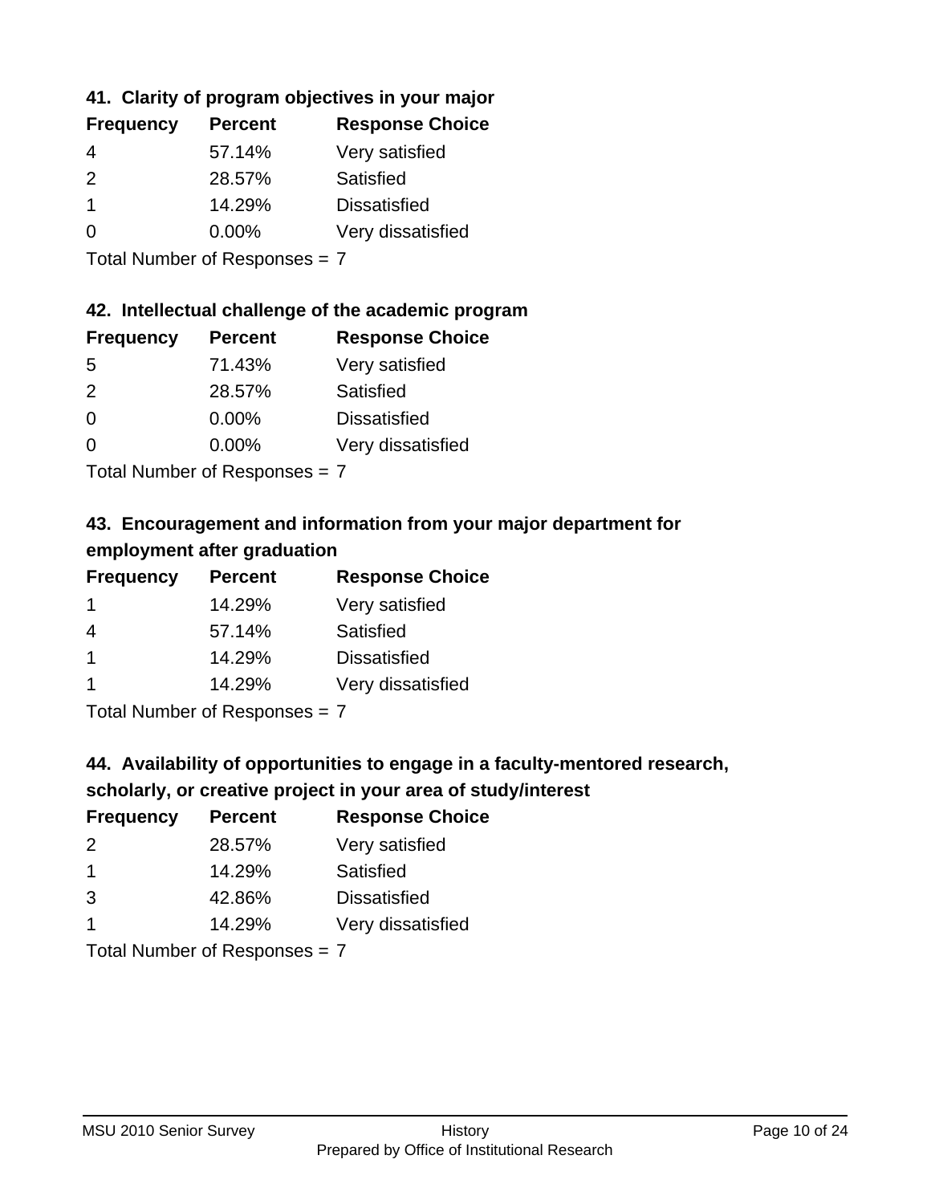### 41. Clarity of program objectives in your major

| Frequency | Percent | Response Choice |
|---|---|---|
| 4 | 57.14% | Very satisfied |
| 2 | 28.57% | Satisfied |
| 1 | 14.29% | Dissatisfied |
| 0 | 0.00% | Very dissatisfied |

Total Number of Responses = 7

### 42. Intellectual challenge of the academic program

| Frequency | Percent | Response Choice |
|---|---|---|
| 5 | 71.43% | Very satisfied |
| 2 | 28.57% | Satisfied |
| 0 | 0.00% | Dissatisfied |
| 0 | 0.00% | Very dissatisfied |

Total Number of Responses = 7

### 43. Encouragement and information from your major department for employment after graduation

| Frequency | Percent | Response Choice |
|---|---|---|
| 1 | 14.29% | Very satisfied |
| 4 | 57.14% | Satisfied |
| 1 | 14.29% | Dissatisfied |
| 1 | 14.29% | Very dissatisfied |

Total Number of Responses = 7

### 44. Availability of opportunities to engage in a faculty-mentored research, scholarly, or creative project in your area of study/interest

| Frequency | Percent | Response Choice |
|---|---|---|
| 2 | 28.57% | Very satisfied |
| 1 | 14.29% | Satisfied |
| 3 | 42.86% | Dissatisfied |
| 1 | 14.29% | Very dissatisfied |

Total Number of Responses = 7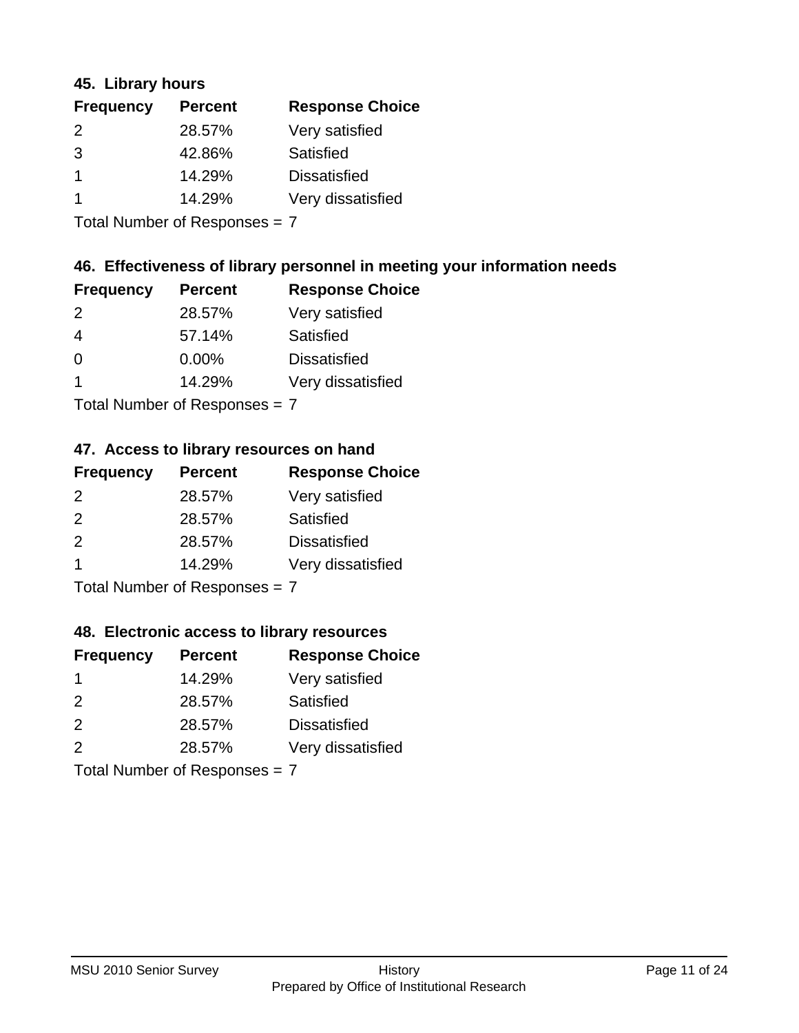### 45. Library hours

| Frequency | Percent | Response Choice |
|---|---|---|
| 2 | 28.57% | Very satisfied |
| 3 | 42.86% | Satisfied |
| 1 | 14.29% | Dissatisfied |
| 1 | 14.29% | Very dissatisfied |

Total Number of Responses = 7

### 46. Effectiveness of library personnel in meeting your information needs

| Frequency | Percent | Response Choice |
|---|---|---|
| 2 | 28.57% | Very satisfied |
| 4 | 57.14% | Satisfied |
| 0 | 0.00% | Dissatisfied |
| 1 | 14.29% | Very dissatisfied |

Total Number of Responses = 7

### 47. Access to library resources on hand

| Frequency | Percent | Response Choice |
|---|---|---|
| 2 | 28.57% | Very satisfied |
| 2 | 28.57% | Satisfied |
| 2 | 28.57% | Dissatisfied |
| 1 | 14.29% | Very dissatisfied |

Total Number of Responses = 7

### 48. Electronic access to library resources

| Frequency | Percent | Response Choice |
|---|---|---|
| 1 | 14.29% | Very satisfied |
| 2 | 28.57% | Satisfied |
| 2 | 28.57% | Dissatisfied |
| 2 | 28.57% | Very dissatisfied |

Total Number of Responses = 7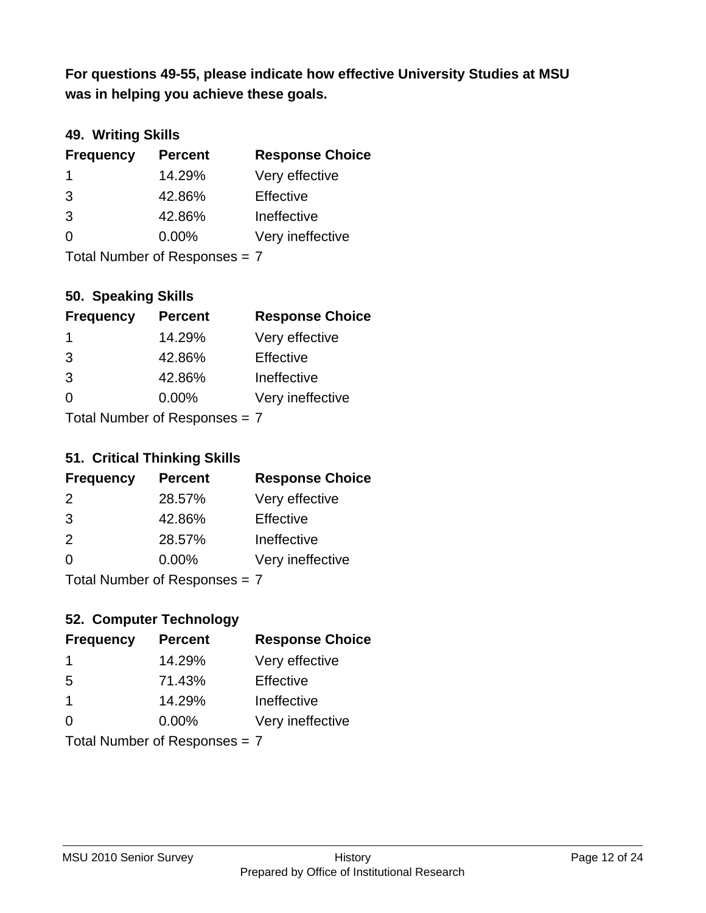**For questions 49-55, please indicate how effective University Studies at MSU was in helping you achieve these goals.**

### 49. Writing Skills

| Frequency | Percent | Response Choice |
|---|---|---|
| 1 | 14.29% | Very effective |
| 3 | 42.86% | Effective |
| 3 | 42.86% | Ineffective |
| 0 | 0.00% | Very ineffective |

Total Number of Responses = 7

### 50. Speaking Skills

| Frequency | Percent | Response Choice |
|---|---|---|
| 1 | 14.29% | Very effective |
| 3 | 42.86% | Effective |
| 3 | 42.86% | Ineffective |
| 0 | 0.00% | Very ineffective |

Total Number of Responses = 7

### 51. Critical Thinking Skills

| Frequency | Percent | Response Choice |
|---|---|---|
| 2 | 28.57% | Very effective |
| 3 | 42.86% | Effective |
| 2 | 28.57% | Ineffective |
| 0 | 0.00% | Very ineffective |

Total Number of Responses = 7

### 52. Computer Technology

| Frequency | Percent | Response Choice |
|---|---|---|
| 1 | 14.29% | Very effective |
| 5 | 71.43% | Effective |
| 1 | 14.29% | Ineffective |
| 0 | 0.00% | Very ineffective |

Total Number of Responses = 7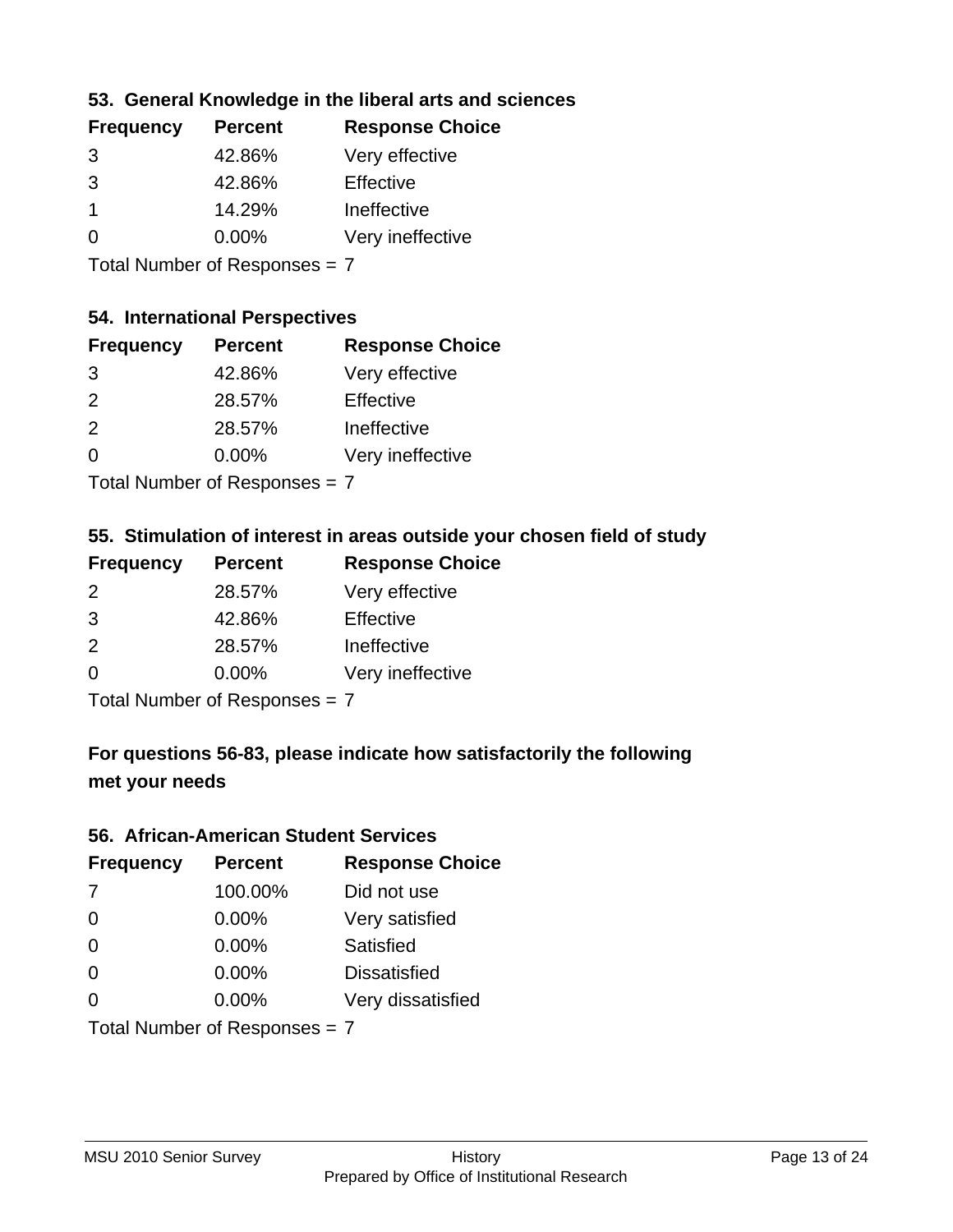### 53. General Knowledge in the liberal arts and sciences

| Frequency | Percent | Response Choice |
|---|---|---|
| 3 | 42.86% | Very effective |
| 3 | 42.86% | Effective |
| 1 | 14.29% | Ineffective |
| 0 | 0.00% | Very ineffective |

Total Number of Responses = 7

### 54. International Perspectives

| Frequency | Percent | Response Choice |
|---|---|---|
| 3 | 42.86% | Very effective |
| 2 | 28.57% | Effective |
| 2 | 28.57% | Ineffective |
| 0 | 0.00% | Very ineffective |

Total Number of Responses = 7

### 55. Stimulation of interest in areas outside your chosen field of study

| Frequency | Percent | Response Choice |
|---|---|---|
| 2 | 28.57% | Very effective |
| 3 | 42.86% | Effective |
| 2 | 28.57% | Ineffective |
| 0 | 0.00% | Very ineffective |

Total Number of Responses = 7

### For questions 56-83, please indicate how satisfactorily the following met your needs

### 56. African-American Student Services

| Frequency | Percent | Response Choice |
|---|---|---|
| 7 | 100.00% | Did not use |
| 0 | 0.00% | Very satisfied |
| 0 | 0.00% | Satisfied |
| 0 | 0.00% | Dissatisfied |
| 0 | 0.00% | Very dissatisfied |

Total Number of Responses = 7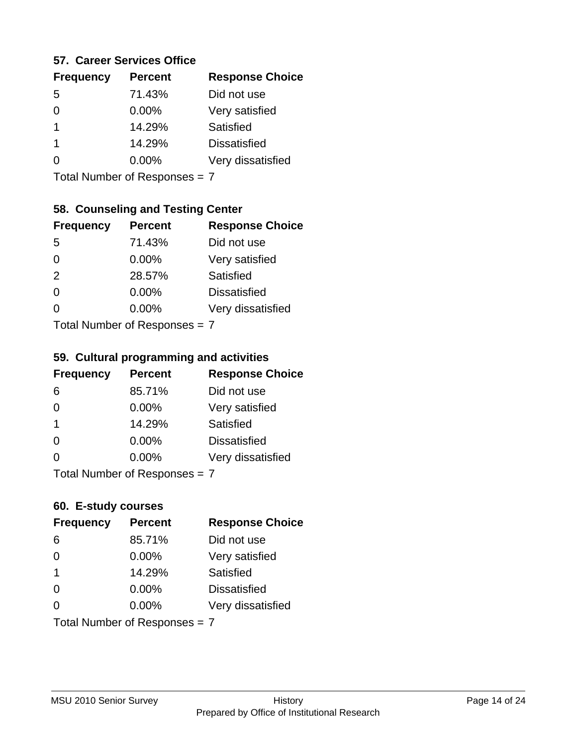### 57. Career Services Office

| Frequency | Percent | Response Choice |
|---|---|---|
| 5 | 71.43% | Did not use |
| 0 | 0.00% | Very satisfied |
| 1 | 14.29% | Satisfied |
| 1 | 14.29% | Dissatisfied |
| 0 | 0.00% | Very dissatisfied |

Total Number of Responses = 7

### 58. Counseling and Testing Center

| Frequency | Percent | Response Choice |
|---|---|---|
| 5 | 71.43% | Did not use |
| 0 | 0.00% | Very satisfied |
| 2 | 28.57% | Satisfied |
| 0 | 0.00% | Dissatisfied |
| 0 | 0.00% | Very dissatisfied |

Total Number of Responses = 7

### 59. Cultural programming and activities

| Frequency | Percent | Response Choice |
|---|---|---|
| 6 | 85.71% | Did not use |
| 0 | 0.00% | Very satisfied |
| 1 | 14.29% | Satisfied |
| 0 | 0.00% | Dissatisfied |
| 0 | 0.00% | Very dissatisfied |

Total Number of Responses = 7

### 60. E-study courses

| Frequency | Percent | Response Choice |
|---|---|---|
| 6 | 85.71% | Did not use |
| 0 | 0.00% | Very satisfied |
| 1 | 14.29% | Satisfied |
| 0 | 0.00% | Dissatisfied |
| 0 | 0.00% | Very dissatisfied |

Total Number of Responses = 7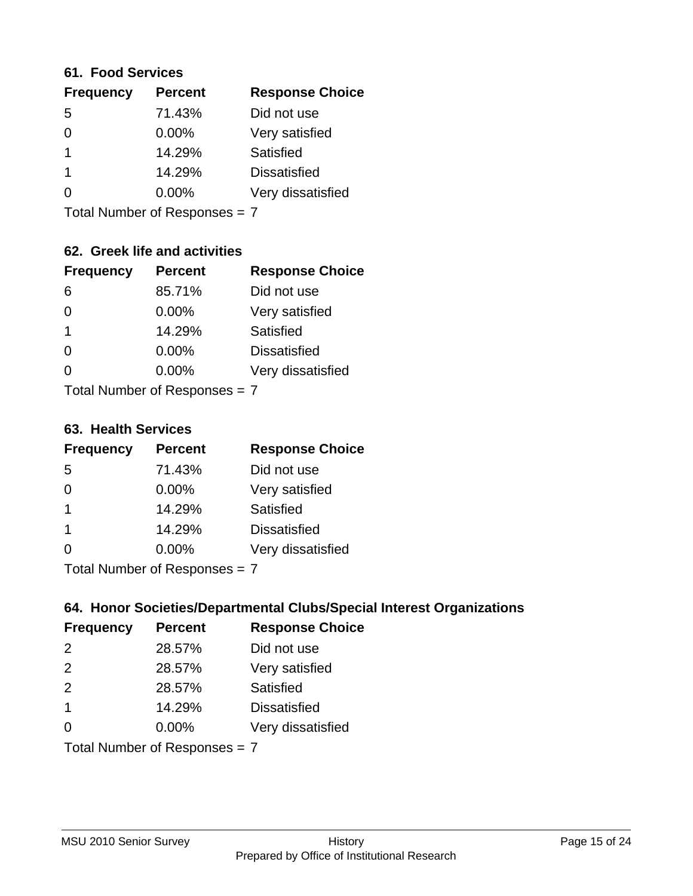### 61. Food Services

| Frequency | Percent | Response Choice |
|---|---|---|
| 5 | 71.43% | Did not use |
| 0 | 0.00% | Very satisfied |
| 1 | 14.29% | Satisfied |
| 1 | 14.29% | Dissatisfied |
| 0 | 0.00% | Very dissatisfied |

Total Number of Responses = 7

### 62. Greek life and activities

| Frequency | Percent | Response Choice |
|---|---|---|
| 6 | 85.71% | Did not use |
| 0 | 0.00% | Very satisfied |
| 1 | 14.29% | Satisfied |
| 0 | 0.00% | Dissatisfied |
| 0 | 0.00% | Very dissatisfied |

Total Number of Responses = 7

### 63. Health Services

| Frequency | Percent | Response Choice |
|---|---|---|
| 5 | 71.43% | Did not use |
| 0 | 0.00% | Very satisfied |
| 1 | 14.29% | Satisfied |
| 1 | 14.29% | Dissatisfied |
| 0 | 0.00% | Very dissatisfied |

Total Number of Responses = 7

### 64. Honor Societies/Departmental Clubs/Special Interest Organizations

| Frequency | Percent | Response Choice |
|---|---|---|
| 2 | 28.57% | Did not use |
| 2 | 28.57% | Very satisfied |
| 2 | 28.57% | Satisfied |
| 1 | 14.29% | Dissatisfied |
| 0 | 0.00% | Very dissatisfied |

Total Number of Responses = 7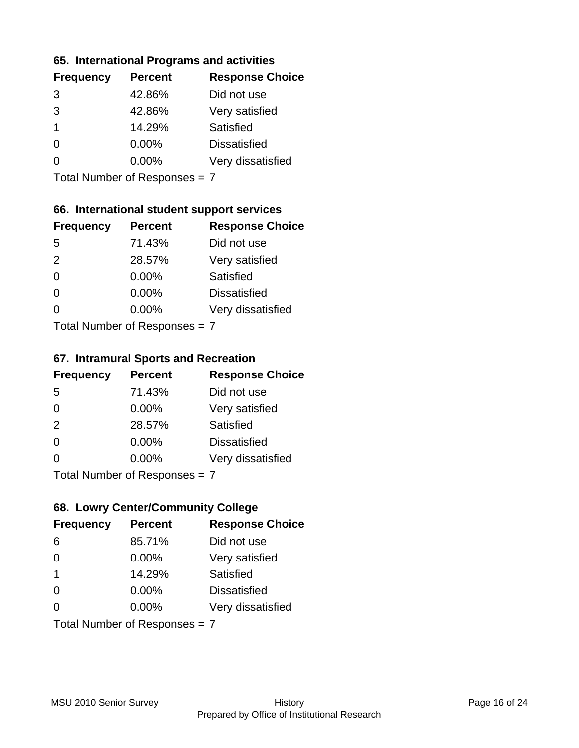## 65. International Programs and activities

| Frequency | Percent | Response Choice |
|---|---|---|
| 3 | 42.86% | Did not use |
| 3 | 42.86% | Very satisfied |
| 1 | 14.29% | Satisfied |
| 0 | 0.00% | Dissatisfied |
| 0 | 0.00% | Very dissatisfied |

Total Number of Responses = 7

## 66. International student support services

| Frequency | Percent | Response Choice |
|---|---|---|
| 5 | 71.43% | Did not use |
| 2 | 28.57% | Very satisfied |
| 0 | 0.00% | Satisfied |
| 0 | 0.00% | Dissatisfied |
| 0 | 0.00% | Very dissatisfied |

Total Number of Responses = 7

## 67. Intramural Sports and Recreation

| Frequency | Percent | Response Choice |
|---|---|---|
| 5 | 71.43% | Did not use |
| 0 | 0.00% | Very satisfied |
| 2 | 28.57% | Satisfied |
| 0 | 0.00% | Dissatisfied |
| 0 | 0.00% | Very dissatisfied |

Total Number of Responses = 7

## 68. Lowry Center/Community College

| Frequency | Percent | Response Choice |
|---|---|---|
| 6 | 85.71% | Did not use |
| 0 | 0.00% | Very satisfied |
| 1 | 14.29% | Satisfied |
| 0 | 0.00% | Dissatisfied |
| 0 | 0.00% | Very dissatisfied |

Total Number of Responses = 7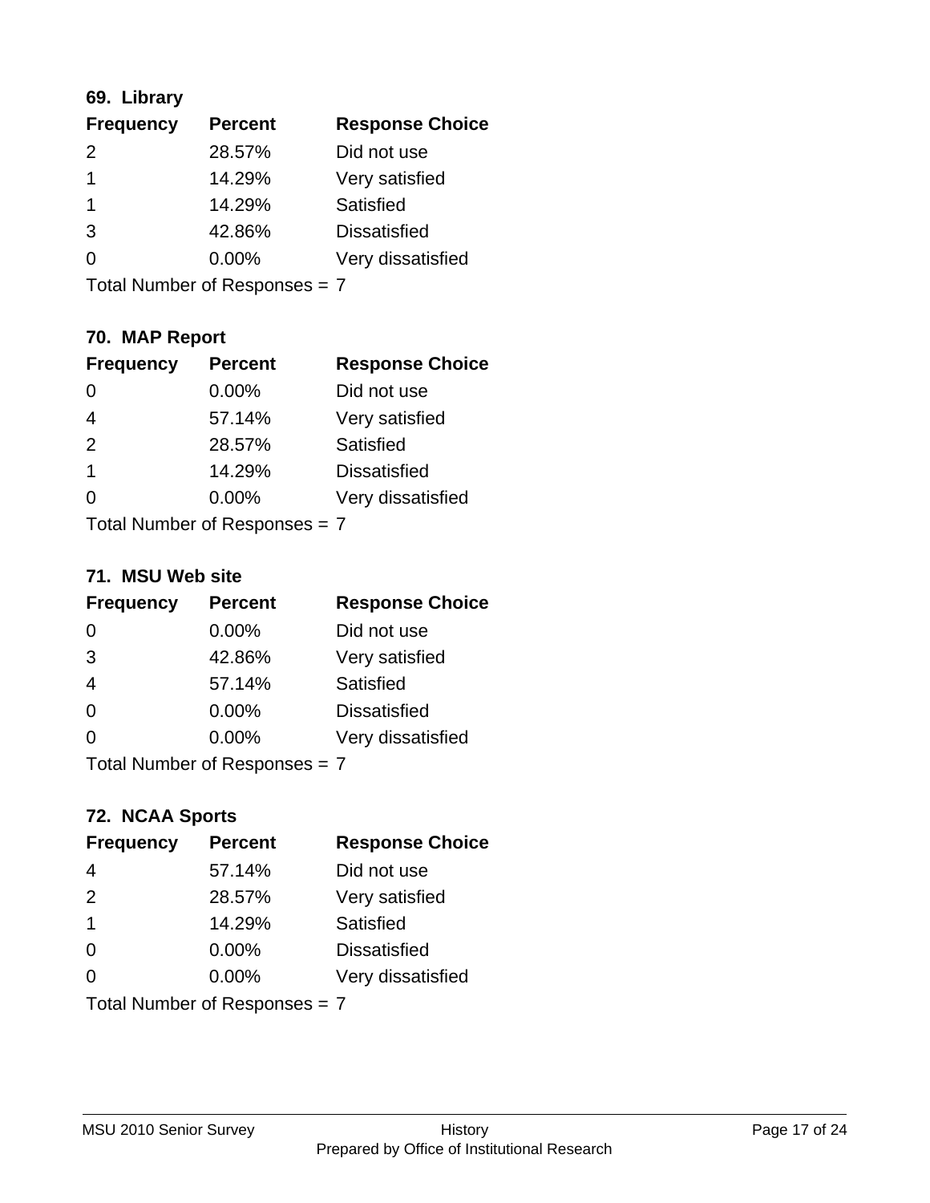### 69. Library

| Frequency | Percent | Response Choice |
| --- | --- | --- |
| 2 | 28.57% | Did not use |
| 1 | 14.29% | Very satisfied |
| 1 | 14.29% | Satisfied |
| 3 | 42.86% | Dissatisfied |
| 0 | 0.00% | Very dissatisfied |

Total Number of Responses = 7

### 70. MAP Report

| Frequency | Percent | Response Choice |
| --- | --- | --- |
| 0 | 0.00% | Did not use |
| 4 | 57.14% | Very satisfied |
| 2 | 28.57% | Satisfied |
| 1 | 14.29% | Dissatisfied |
| 0 | 0.00% | Very dissatisfied |

Total Number of Responses = 7

### 71. MSU Web site

| Frequency | Percent | Response Choice |
| --- | --- | --- |
| 0 | 0.00% | Did not use |
| 3 | 42.86% | Very satisfied |
| 4 | 57.14% | Satisfied |
| 0 | 0.00% | Dissatisfied |
| 0 | 0.00% | Very dissatisfied |

Total Number of Responses = 7

### 72. NCAA Sports

| Frequency | Percent | Response Choice |
| --- | --- | --- |
| 4 | 57.14% | Did not use |
| 2 | 28.57% | Very satisfied |
| 1 | 14.29% | Satisfied |
| 0 | 0.00% | Dissatisfied |
| 0 | 0.00% | Very dissatisfied |

Total Number of Responses = 7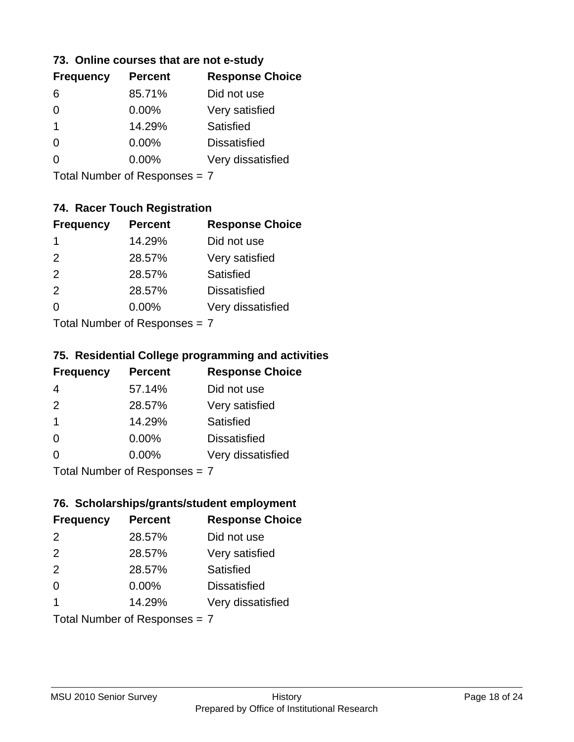### 73. Online courses that are not e-study

| Frequency | Percent | Response Choice |
|---|---|---|
| 6 | 85.71% | Did not use |
| 0 | 0.00% | Very satisfied |
| 1 | 14.29% | Satisfied |
| 0 | 0.00% | Dissatisfied |
| 0 | 0.00% | Very dissatisfied |

Total Number of Responses = 7

### 74. Racer Touch Registration

| Frequency | Percent | Response Choice |
|---|---|---|
| 1 | 14.29% | Did not use |
| 2 | 28.57% | Very satisfied |
| 2 | 28.57% | Satisfied |
| 2 | 28.57% | Dissatisfied |
| 0 | 0.00% | Very dissatisfied |

Total Number of Responses = 7

### 75. Residential College programming and activities

| Frequency | Percent | Response Choice |
|---|---|---|
| 4 | 57.14% | Did not use |
| 2 | 28.57% | Very satisfied |
| 1 | 14.29% | Satisfied |
| 0 | 0.00% | Dissatisfied |
| 0 | 0.00% | Very dissatisfied |

Total Number of Responses = 7

### 76. Scholarships/grants/student employment

| Frequency | Percent | Response Choice |
|---|---|---|
| 2 | 28.57% | Did not use |
| 2 | 28.57% | Very satisfied |
| 2 | 28.57% | Satisfied |
| 0 | 0.00% | Dissatisfied |
| 1 | 14.29% | Very dissatisfied |

Total Number of Responses = 7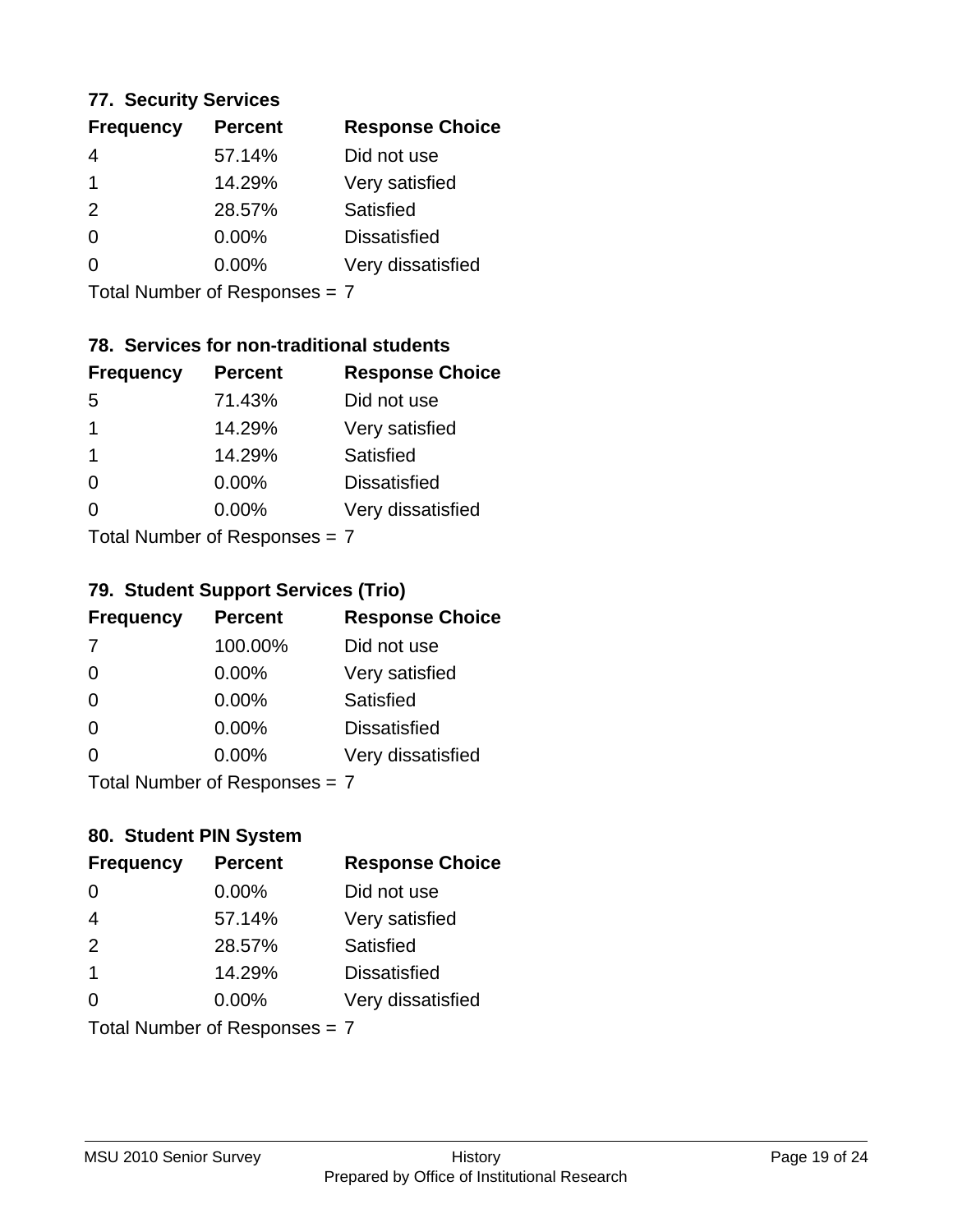### 77. Security Services

| Frequency | Percent | Response Choice |
|---|---|---|
| 4 | 57.14% | Did not use |
| 1 | 14.29% | Very satisfied |
| 2 | 28.57% | Satisfied |
| 0 | 0.00% | Dissatisfied |
| 0 | 0.00% | Very dissatisfied |

Total Number of Responses = 7

### 78. Services for non-traditional students

| Frequency | Percent | Response Choice |
|---|---|---|
| 5 | 71.43% | Did not use |
| 1 | 14.29% | Very satisfied |
| 1 | 14.29% | Satisfied |
| 0 | 0.00% | Dissatisfied |
| 0 | 0.00% | Very dissatisfied |

Total Number of Responses = 7

### 79. Student Support Services (Trio)

| Frequency | Percent | Response Choice |
|---|---|---|
| 7 | 100.00% | Did not use |
| 0 | 0.00% | Very satisfied |
| 0 | 0.00% | Satisfied |
| 0 | 0.00% | Dissatisfied |
| 0 | 0.00% | Very dissatisfied |

Total Number of Responses = 7

### 80. Student PIN System

| Frequency | Percent | Response Choice |
|---|---|---|
| 0 | 0.00% | Did not use |
| 4 | 57.14% | Very satisfied |
| 2 | 28.57% | Satisfied |
| 1 | 14.29% | Dissatisfied |
| 0 | 0.00% | Very dissatisfied |

Total Number of Responses = 7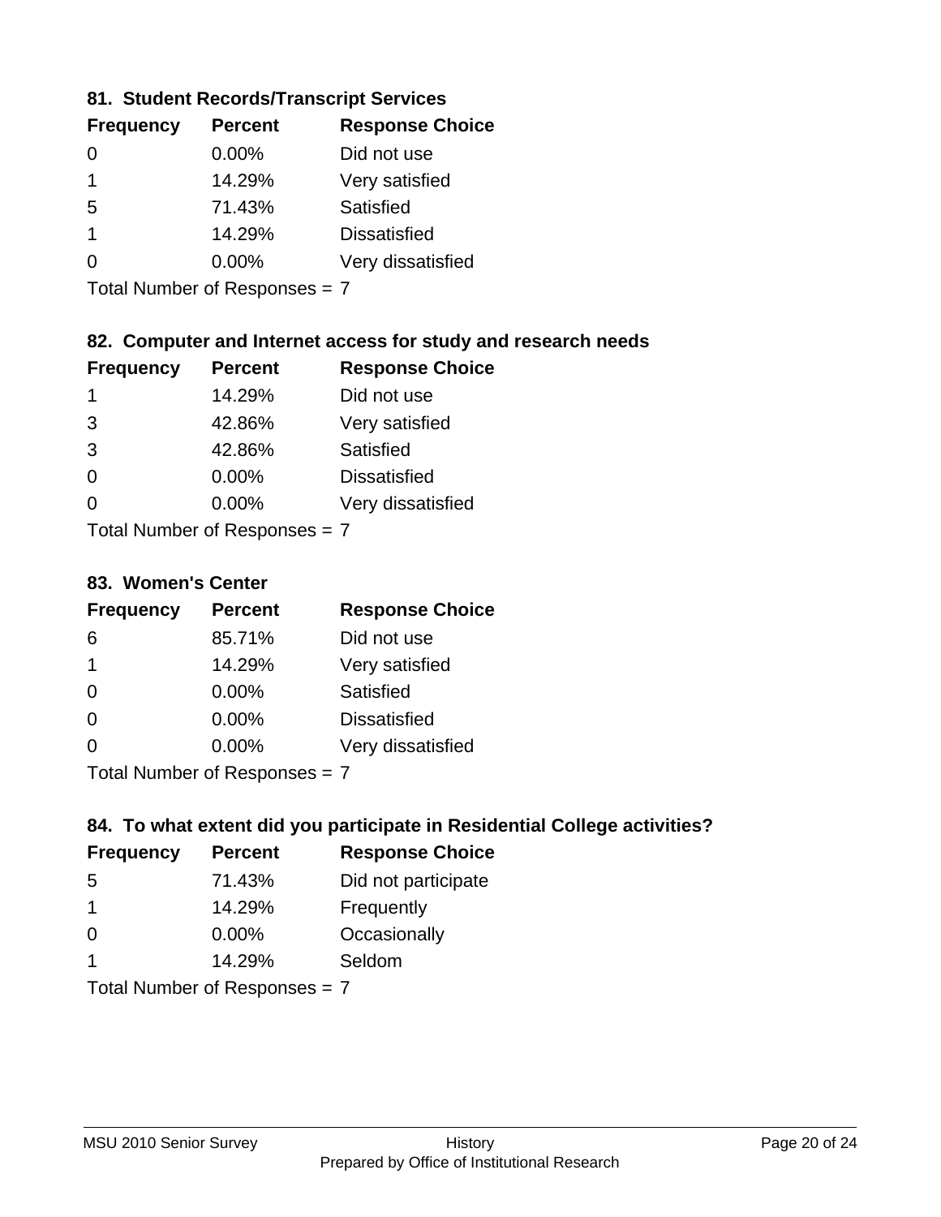### 81. Student Records/Transcript Services

| Frequency | Percent | Response Choice |
|---|---|---|
| 0 | 0.00% | Did not use |
| 1 | 14.29% | Very satisfied |
| 5 | 71.43% | Satisfied |
| 1 | 14.29% | Dissatisfied |
| 0 | 0.00% | Very dissatisfied |

Total Number of Responses = 7

### 82. Computer and Internet access for study and research needs

| Frequency | Percent | Response Choice |
|---|---|---|
| 1 | 14.29% | Did not use |
| 3 | 42.86% | Very satisfied |
| 3 | 42.86% | Satisfied |
| 0 | 0.00% | Dissatisfied |
| 0 | 0.00% | Very dissatisfied |

Total Number of Responses = 7

### 83. Women's Center

| Frequency | Percent | Response Choice |
|---|---|---|
| 6 | 85.71% | Did not use |
| 1 | 14.29% | Very satisfied |
| 0 | 0.00% | Satisfied |
| 0 | 0.00% | Dissatisfied |
| 0 | 0.00% | Very dissatisfied |

Total Number of Responses = 7

### 84. To what extent did you participate in Residential College activities?

| Frequency | Percent | Response Choice |
|---|---|---|
| 5 | 71.43% | Did not participate |
| 1 | 14.29% | Frequently |
| 0 | 0.00% | Occasionally |
| 1 | 14.29% | Seldom |

Total Number of Responses = 7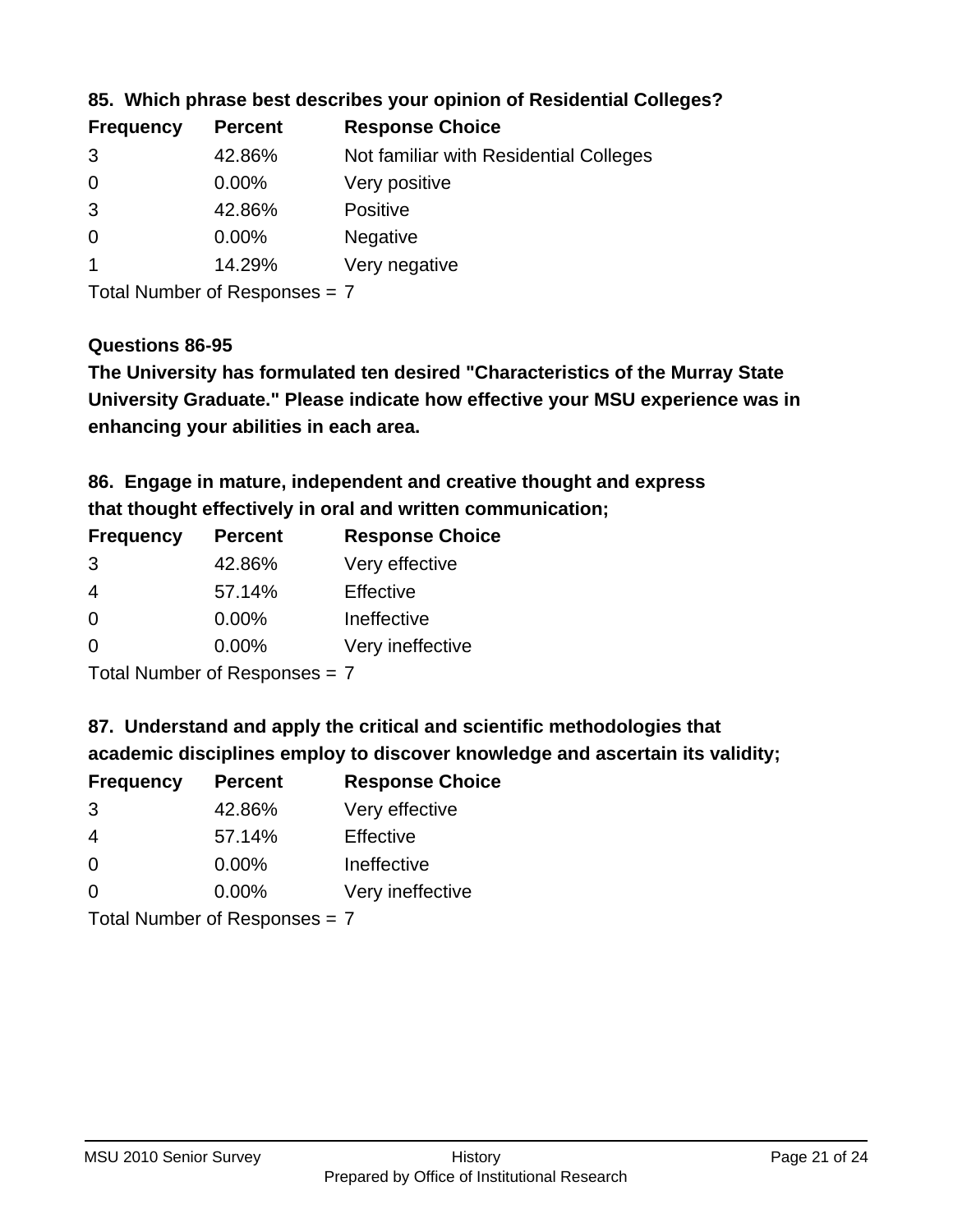**85. Which phrase best describes your opinion of Residential Colleges?**

| Frequency | Percent | Response Choice |
| --- | --- | --- |
| 3 | 42.86% | Not familiar with Residential Colleges |
| 0 | 0.00% | Very positive |
| 3 | 42.86% | Positive |
| 0 | 0.00% | Negative |
| 1 | 14.29% | Very negative |

Total Number of Responses = 7

**Questions 86-95**

**The University has formulated ten desired "Characteristics of the Murray State University Graduate." Please indicate how effective your MSU experience was in enhancing your abilities in each area.**

**86. Engage in mature, independent and creative thought and express that thought effectively in oral and written communication;**

| Frequency | Percent | Response Choice |
| --- | --- | --- |
| 3 | 42.86% | Very effective |
| 4 | 57.14% | Effective |
| 0 | 0.00% | Ineffective |
| 0 | 0.00% | Very ineffective |

Total Number of Responses = 7

**87. Understand and apply the critical and scientific methodologies that academic disciplines employ to discover knowledge and ascertain its validity;**

| Frequency | Percent | Response Choice |
| --- | --- | --- |
| 3 | 42.86% | Very effective |
| 4 | 57.14% | Effective |
| 0 | 0.00% | Ineffective |
| 0 | 0.00% | Very ineffective |

Total Number of Responses = 7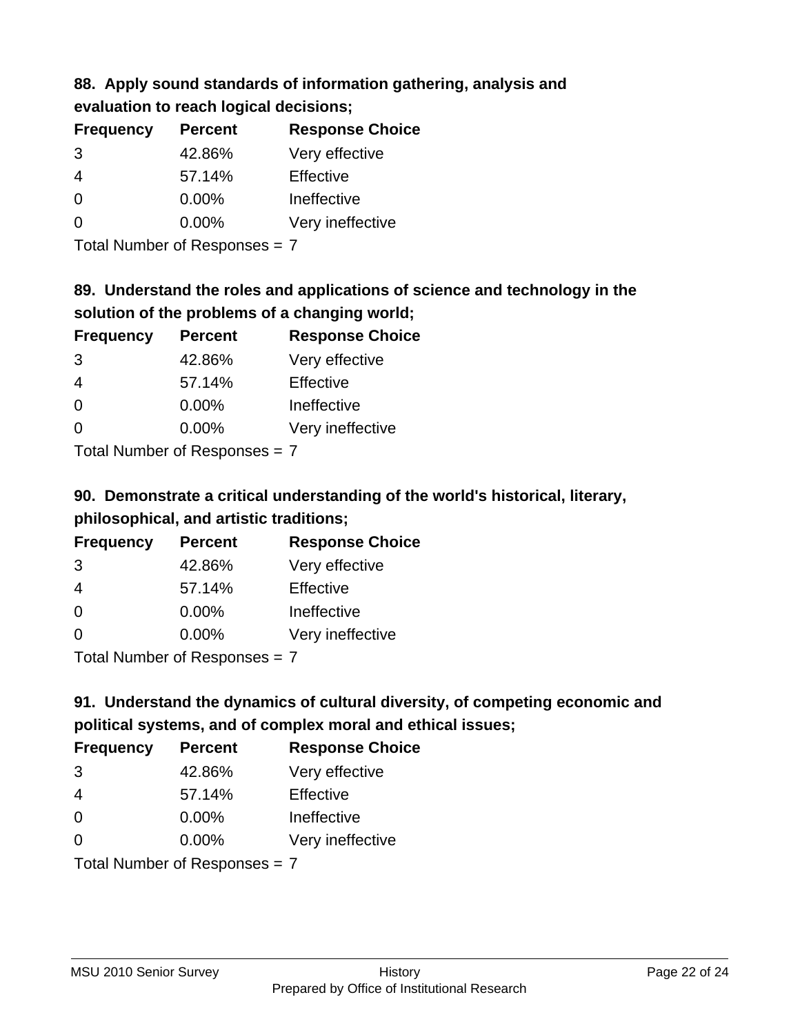### 88. Apply sound standards of information gathering, analysis and evaluation to reach logical decisions;

| Frequency | Percent | Response Choice |
|---|---|---|
| 3 | 42.86% | Very effective |
| 4 | 57.14% | Effective |
| 0 | 0.00% | Ineffective |
| 0 | 0.00% | Very ineffective |

Total Number of Responses = 7

### 89. Understand the roles and applications of science and technology in the solution of the problems of a changing world;

| Frequency | Percent | Response Choice |
|---|---|---|
| 3 | 42.86% | Very effective |
| 4 | 57.14% | Effective |
| 0 | 0.00% | Ineffective |
| 0 | 0.00% | Very ineffective |

Total Number of Responses = 7

### 90. Demonstrate a critical understanding of the world's historical, literary, philosophical, and artistic traditions;

| Frequency | Percent | Response Choice |
|---|---|---|
| 3 | 42.86% | Very effective |
| 4 | 57.14% | Effective |
| 0 | 0.00% | Ineffective |
| 0 | 0.00% | Very ineffective |

Total Number of Responses = 7

### 91. Understand the dynamics of cultural diversity, of competing economic and political systems, and of complex moral and ethical issues;

| Frequency | Percent | Response Choice |
|---|---|---|
| 3 | 42.86% | Very effective |
| 4 | 57.14% | Effective |
| 0 | 0.00% | Ineffective |
| 0 | 0.00% | Very ineffective |

Total Number of Responses = 7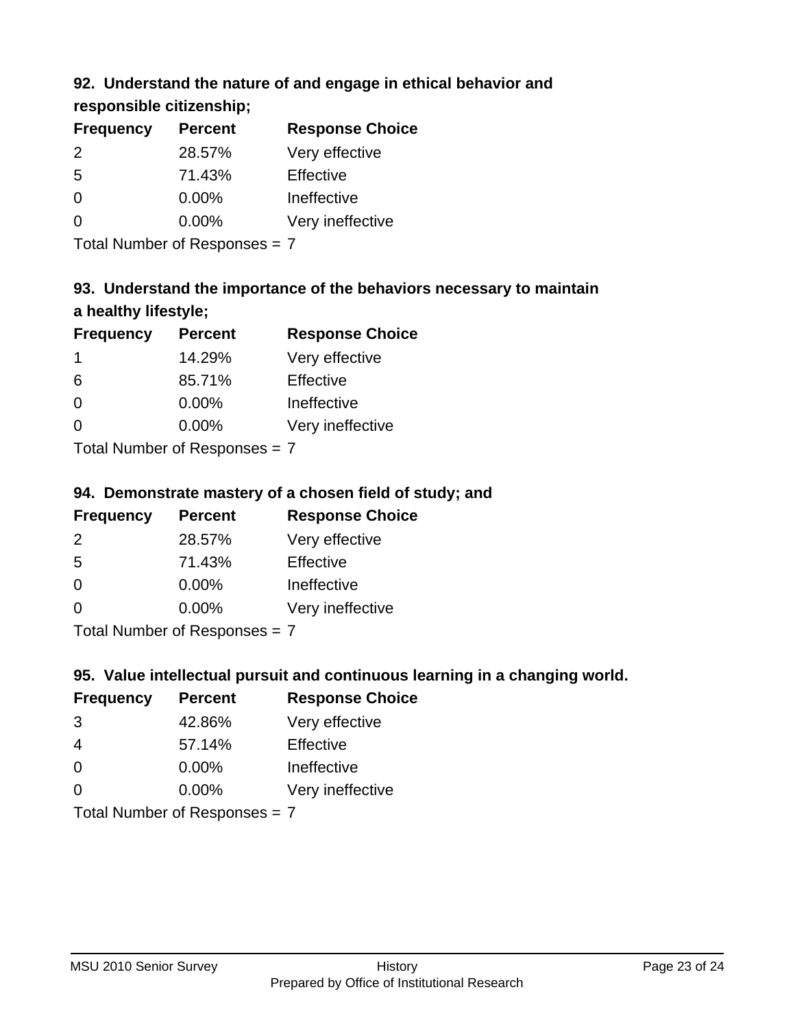### 92. Understand the nature of and engage in ethical behavior and responsible citizenship;

| Frequency | Percent | Response Choice |
|---|---|---|
| 2 | 28.57% | Very effective |
| 5 | 71.43% | Effective |
| 0 | 0.00% | Ineffective |
| 0 | 0.00% | Very ineffective |

Total Number of Responses = 7

### 93. Understand the importance of the behaviors necessary to maintain a healthy lifestyle;

| Frequency | Percent | Response Choice |
|---|---|---|
| 1 | 14.29% | Very effective |
| 6 | 85.71% | Effective |
| 0 | 0.00% | Ineffective |
| 0 | 0.00% | Very ineffective |

Total Number of Responses = 7

### 94. Demonstrate mastery of a chosen field of study; and

| Frequency | Percent | Response Choice |
|---|---|---|
| 2 | 28.57% | Very effective |
| 5 | 71.43% | Effective |
| 0 | 0.00% | Ineffective |
| 0 | 0.00% | Very ineffective |

Total Number of Responses = 7

### 95. Value intellectual pursuit and continuous learning in a changing world.

| Frequency | Percent | Response Choice |
|---|---|---|
| 3 | 42.86% | Very effective |
| 4 | 57.14% | Effective |
| 0 | 0.00% | Ineffective |
| 0 | 0.00% | Very ineffective |

Total Number of Responses = 7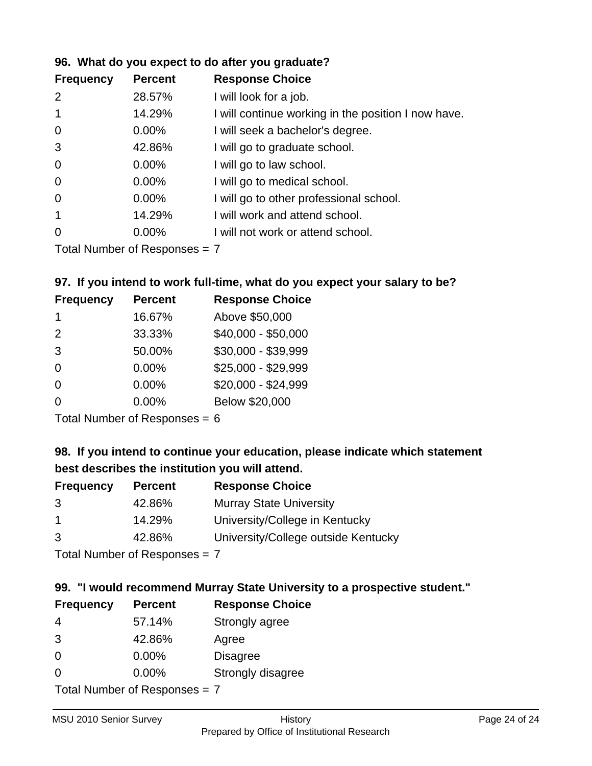### 96. What do you expect to do after you graduate?

| Frequency | Percent | Response Choice |
| --- | --- | --- |
| 2 | 28.57% | I will look for a job. |
| 1 | 14.29% | I will continue working in the position I now have. |
| 0 | 0.00% | I will seek a bachelor's degree. |
| 3 | 42.86% | I will go to graduate school. |
| 0 | 0.00% | I will go to law school. |
| 0 | 0.00% | I will go to medical school. |
| 0 | 0.00% | I will go to other professional school. |
| 1 | 14.29% | I will work and attend school. |
| 0 | 0.00% | I will not work or attend school. |

Total Number of Responses = 7

### 97. If you intend to work full-time, what do you expect your salary to be?

| Frequency | Percent | Response Choice |
| --- | --- | --- |
| 1 | 16.67% | Above $50,000 |
| 2 | 33.33% | $40,000 - $50,000 |
| 3 | 50.00% | $30,000 - $39,999 |
| 0 | 0.00% | $25,000 - $29,999 |
| 0 | 0.00% | $20,000 - $24,999 |
| 0 | 0.00% | Below $20,000 |

Total Number of Responses = 6

### 98. If you intend to continue your education, please indicate which statement best describes the institution you will attend.

| Frequency | Percent | Response Choice |
| --- | --- | --- |
| 3 | 42.86% | Murray State University |
| 1 | 14.29% | University/College in Kentucky |
| 3 | 42.86% | University/College outside Kentucky |

Total Number of Responses = 7

### 99. "I would recommend Murray State University to a prospective student."

| Frequency | Percent | Response Choice |
| --- | --- | --- |
| 4 | 57.14% | Strongly agree |
| 3 | 42.86% | Agree |
| 0 | 0.00% | Disagree |
| 0 | 0.00% | Strongly disagree |

Total Number of Responses = 7